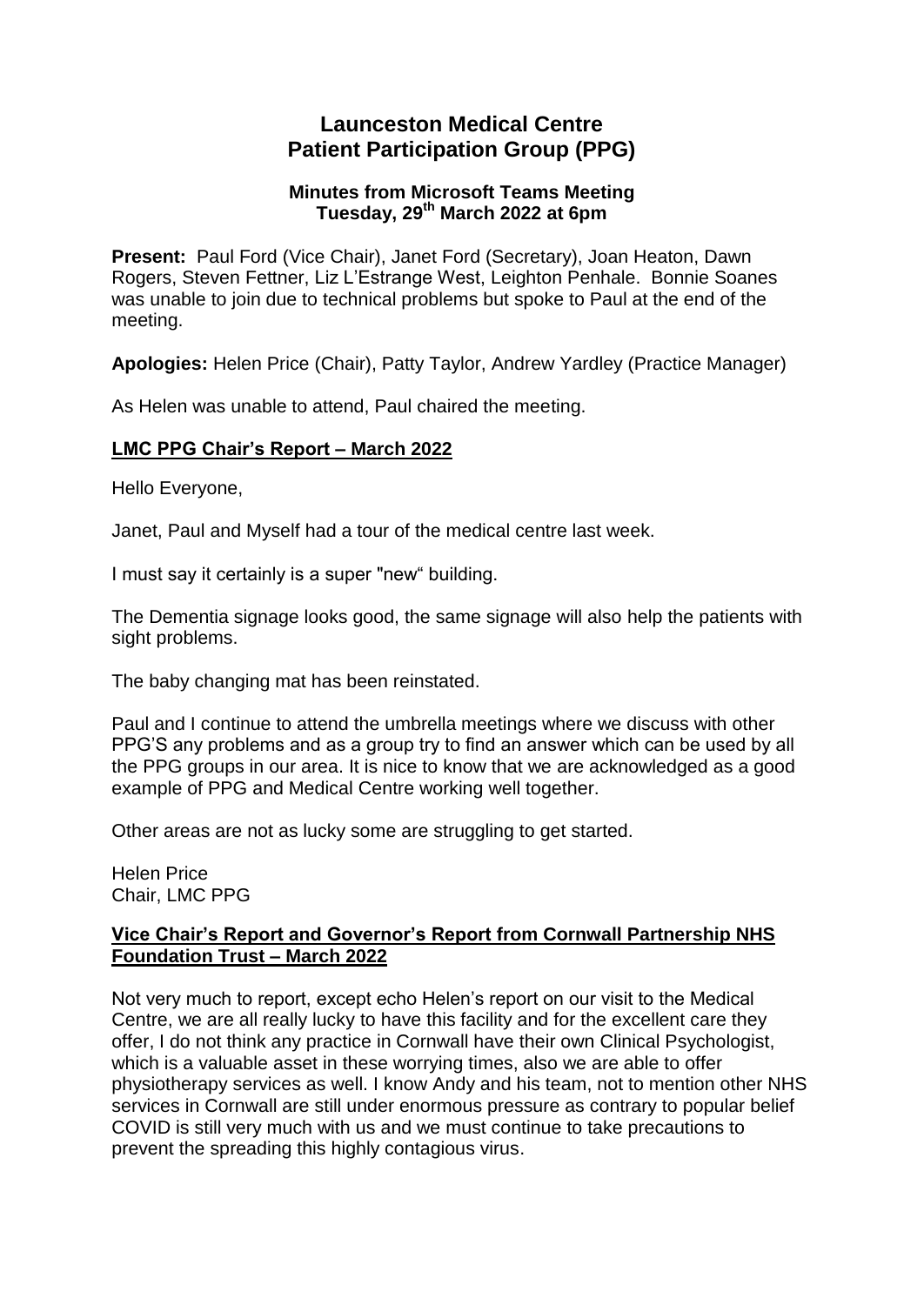# Launceston Medical Centre
# Patient Participation Group (PPG)

### Minutes from Microsoft Teams Meeting
### Tuesday, 29th March 2022 at 6pm

**Present:** Paul Ford (Vice Chair), Janet Ford (Secretary), Joan Heaton, Dawn Rogers, Steven Fettner, Liz L'Estrange West, Leighton Penhale. Bonnie Soanes was unable to join due to technical problems but spoke to Paul at the end of the meeting.

**Apologies:** Helen Price (Chair), Patty Taylor, Andrew Yardley (Practice Manager)

As Helen was unable to attend, Paul chaired the meeting.

## LMC PPG Chair's Report – March 2022

Hello Everyone,

Janet, Paul and Myself had a tour of the medical centre last week.

I must say it certainly is a super "new" building.

The Dementia signage looks good, the same signage will also help the patients with sight problems.

The baby changing mat has been reinstated.

Paul and I continue to attend the umbrella meetings where we discuss with other PPG'S any problems and as a group try to find an answer which can be used by all the PPG groups in our area. It is nice to know that we are acknowledged as a good example of PPG and Medical Centre working well together.

Other areas are not as lucky some are struggling to get started.

Helen Price
Chair, LMC PPG

## Vice Chair's Report and Governor's Report from Cornwall Partnership NHS Foundation Trust – March 2022

Not very much to report, except echo Helen's report on our visit to the Medical Centre, we are all really lucky to have this facility and for the excellent care they offer, I do not think any practice in Cornwall have their own Clinical Psychologist, which is a valuable asset in these worrying times, also we are able to offer physiotherapy services as well. I know Andy and his team, not to mention other NHS services in Cornwall are still under enormous pressure as contrary to popular belief COVID is still very much with us and we must continue to take precautions to prevent the spreading this highly contagious virus.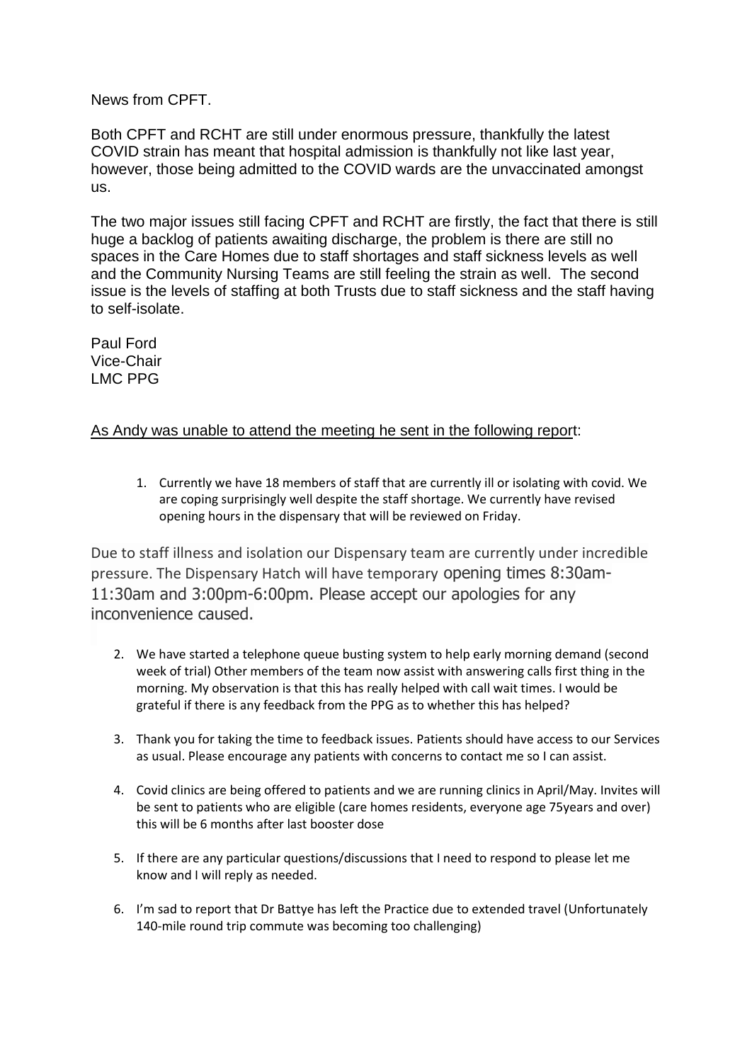News from CPFT.

Both CPFT and RCHT are still under enormous pressure, thankfully the latest COVID strain has meant that hospital admission is thankfully not like last year, however, those being admitted to the COVID wards are the unvaccinated amongst us.

The two major issues still facing CPFT and RCHT are firstly, the fact that there is still huge a backlog of patients awaiting discharge, the problem is there are still no spaces in the Care Homes due to staff shortages and staff sickness levels as well and the Community Nursing Teams are still feeling the strain as well. The second issue is the levels of staffing at both Trusts due to staff sickness and the staff having to self-isolate.

Paul Ford
Vice-Chair
LMC PPG

<u>As Andy was unable to attend the meeting he sent in the following report</u>:

1. Currently we have 18 members of staff that are currently ill or isolating with covid. We are coping surprisingly well despite the staff shortage. We currently have revised opening hours in the dispensary that will be reviewed on Friday.

Due to staff illness and isolation our Dispensary team are currently under incredible pressure. The Dispensary Hatch will have temporary opening times 8:30am-11:30am and 3:00pm-6:00pm. Please accept our apologies for any inconvenience caused.

2. We have started a telephone queue busting system to help early morning demand (second week of trial) Other members of the team now assist with answering calls first thing in the morning. My observation is that this has really helped with call wait times. I would be grateful if there is any feedback from the PPG as to whether this has helped?

3. Thank you for taking the time to feedback issues. Patients should have access to our Services as usual. Please encourage any patients with concerns to contact me so I can assist.

4. Covid clinics are being offered to patients and we are running clinics in April/May. Invites will be sent to patients who are eligible (care homes residents, everyone age 75years and over) this will be 6 months after last booster dose

5. If there are any particular questions/discussions that I need to respond to please let me know and I will reply as needed.

6. I'm sad to report that Dr Battye has left the Practice due to extended travel (Unfortunately 140-mile round trip commute was becoming too challenging)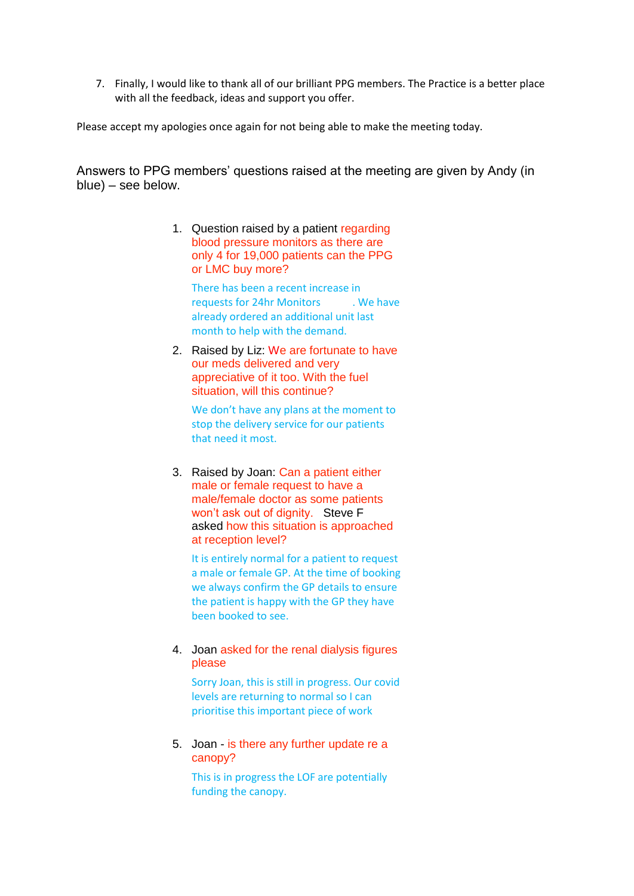7. Finally, I would like to thank all of our brilliant PPG members. The Practice is a better place with all the feedback, ideas and support you offer.

Please accept my apologies once again for not being able to make the meeting today.

Answers to PPG members' questions raised at the meeting are given by Andy (in blue) – see below.

1. Question raised by a patient regarding blood pressure monitors as there are only 4 for 19,000 patients can the PPG or LMC buy more?

   There has been a recent increase in requests for 24hr Monitors . We have already ordered an additional unit last month to help with the demand.

2. Raised by Liz: We are fortunate to have our meds delivered and very appreciative of it too. With the fuel situation, will this continue?

   We don't have any plans at the moment to stop the delivery service for our patients that need it most.

3. Raised by Joan: Can a patient either male or female request to have a male/female doctor as some patients won't ask out of dignity. Steve F asked how this situation is approached at reception level?

   It is entirely normal for a patient to request a male or female GP. At the time of booking we always confirm the GP details to ensure the patient is happy with the GP they have been booked to see.

4. Joan asked for the renal dialysis figures please

   Sorry Joan, this is still in progress. Our covid levels are returning to normal so I can prioritise this important piece of work

5. Joan - is there any further update re a canopy?

   This is in progress the LOF are potentially funding the canopy.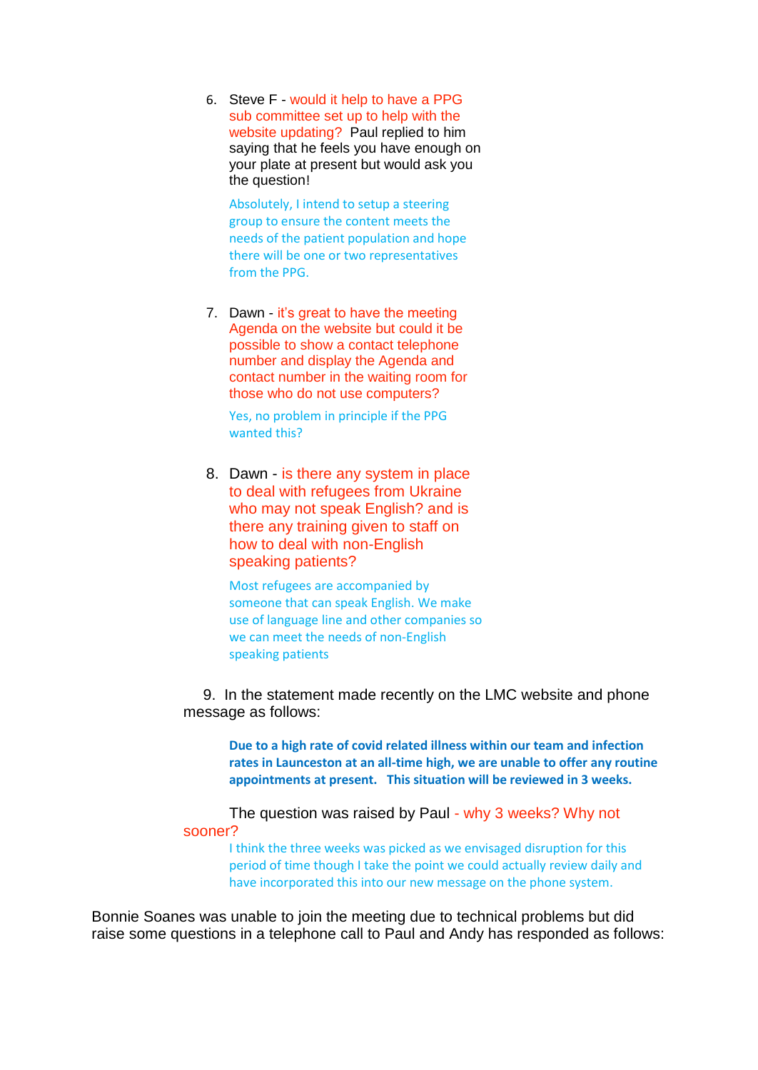6. Steve F - would it help to have a PPG sub committee set up to help with the website updating? Paul replied to him saying that he feels you have enough on your plate at present but would ask you the question!

   Absolutely, I intend to setup a steering group to ensure the content meets the needs of the patient population and hope there will be one or two representatives from the PPG.

7. Dawn - it's great to have the meeting Agenda on the website but could it be possible to show a contact telephone number and display the Agenda and contact number in the waiting room for those who do not use computers?

   Yes, no problem in principle if the PPG wanted this?

8. Dawn - is there any system in place to deal with refugees from Ukraine who may not speak English? and is there any training given to staff on how to deal with non-English speaking patients?

   Most refugees are accompanied by someone that can speak English. We make use of language line and other companies so we can meet the needs of non-English speaking patients

9. In the statement made recently on the LMC website and phone message as follows:

   **Due to a high rate of covid related illness within our team and infection rates in Launceston at an all-time high, we are unable to offer any routine appointments at present. This situation will be reviewed in 3 weeks.**

   The question was raised by Paul - why 3 weeks? Why not sooner?

   I think the three weeks was picked as we envisaged disruption for this period of time though I take the point we could actually review daily and have incorporated this into our new message on the phone system.

Bonnie Soanes was unable to join the meeting due to technical problems but did raise some questions in a telephone call to Paul and Andy has responded as follows: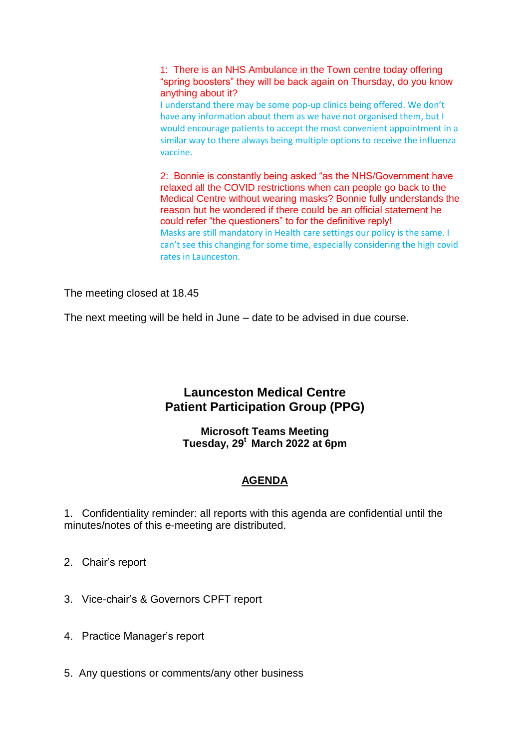1: There is an NHS Ambulance in the Town centre today offering "spring boosters" they will be back again on Thursday, do you know anything about it?

I understand there may be some pop-up clinics being offered. We don't have any information about them as we have not organised them, but I would encourage patients to accept the most convenient appointment in a similar way to there always being multiple options to receive the influenza vaccine.

2: Bonnie is constantly being asked "as the NHS/Government have relaxed all the COVID restrictions when can people go back to the Medical Centre without wearing masks? Bonnie fully understands the reason but he wondered if there could be an official statement he could refer "the questioners" to for the definitive reply!

Masks are still mandatory in Health care settings our policy is the same. I can't see this changing for some time, especially considering the high covid rates in Launceston.

The meeting closed at 18.45

The next meeting will be held in June – date to be advised in due course.

# Launceston Medical Centre
# Patient Participation Group (PPG)

**Microsoft Teams Meeting**
**Tuesday, 29t March 2022 at 6pm**

## AGENDA

1. Confidentiality reminder: all reports with this agenda are confidential until the minutes/notes of this e-meeting are distributed.

2. Chair's report

3. Vice-chair's & Governors CPFT report

4. Practice Manager's report

5. Any questions or comments/any other business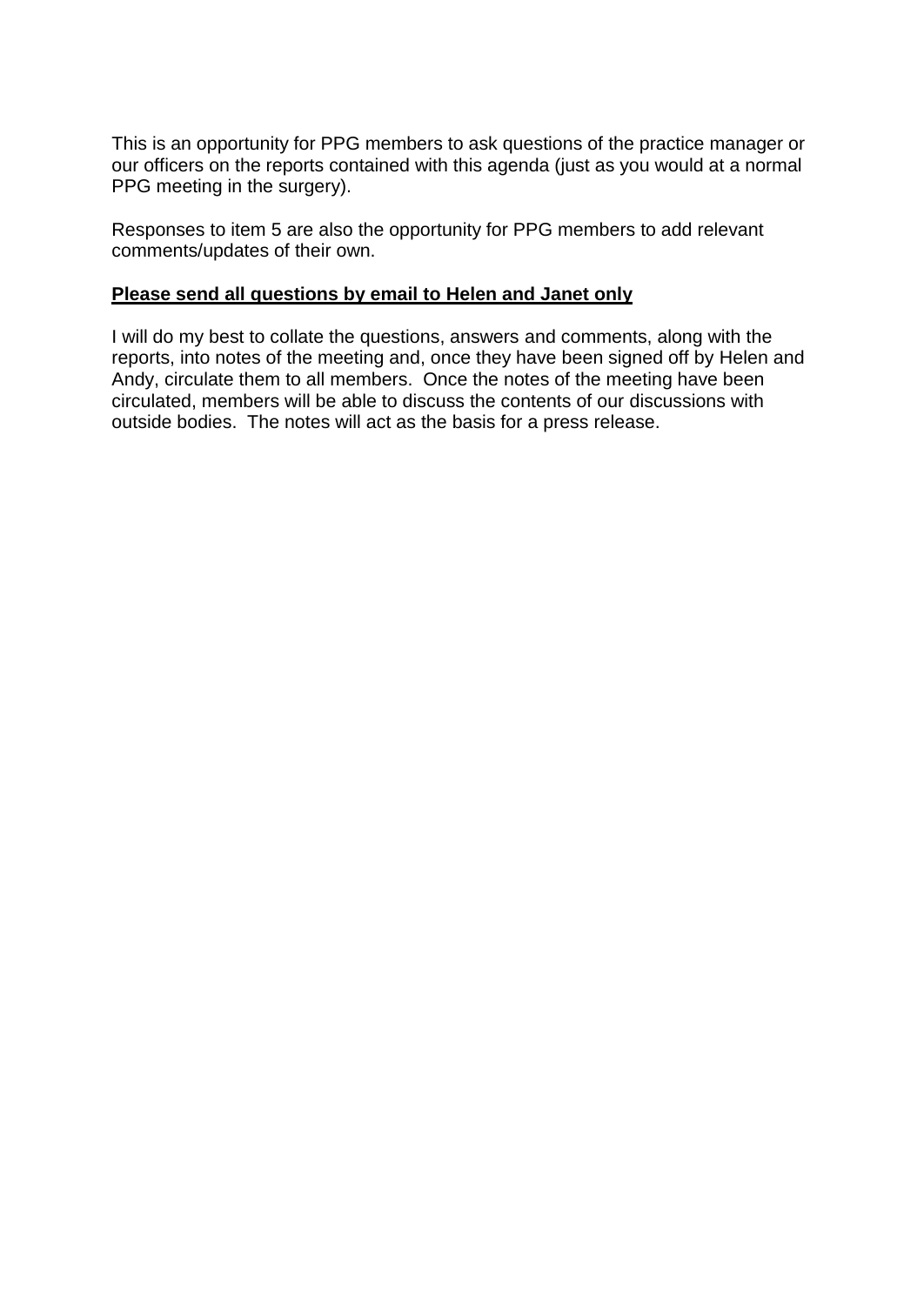This is an opportunity for PPG members to ask questions of the practice manager or our officers on the reports contained with this agenda (just as you would at a normal PPG meeting in the surgery).

Responses to item 5 are also the opportunity for PPG members to add relevant comments/updates of their own.

<u>**Please send all questions by email to Helen and Janet only**</u>

I will do my best to collate the questions, answers and comments, along with the reports, into notes of the meeting and, once they have been signed off by Helen and Andy, circulate them to all members. Once the notes of the meeting have been circulated, members will be able to discuss the contents of our discussions with outside bodies. The notes will act as the basis for a press release.